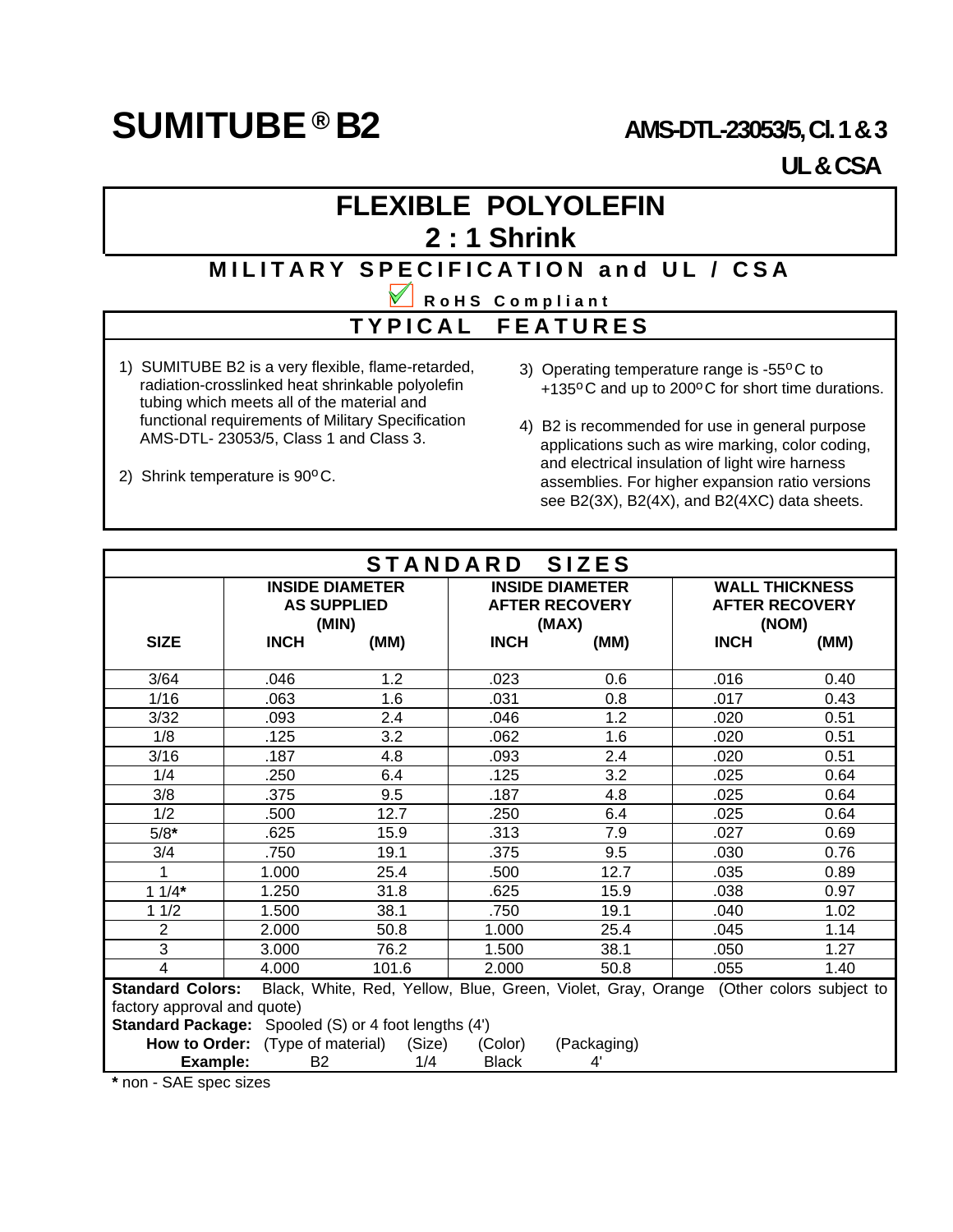# SUMITUBE® B2

**AMS-DTL-23053/5, Cl. 1 & 3**

**UL & CSA**

## FLEXIBLE POLYOLEFIN
## 2 : 1 Shrink

### MILITARY SPECIFICATION and UL / CSA

☑ **RoHS Compliant**

### TYPICAL FEATURES

1) SUMITUBE B2 is a very flexible, flame-retarded, radiation-crosslinked heat shrinkable polyolefin tubing which meets all of the material and functional requirements of Military Specification AMS-DTL- 23053/5, Class 1 and Class 3.

2) Shrink temperature is 90ºC.

3) Operating temperature range is -55ºC to +135ºC and up to 200ºC for short time durations.

4) B2 is recommended for use in general purpose applications such as wire marking, color coding, and electrical insulation of light wire harness assemblies. For higher expansion ratio versions see B2(3X), B2(4X), and B2(4XC) data sheets.

### STANDARD SIZES

| SIZE | INSIDE DIAMETER AS SUPPLIED (MIN) | | INSIDE DIAMETER AFTER RECOVERY (MAX) | | WALL THICKNESS AFTER RECOVERY (NOM) | |
|---|---|---|---|---|---|---|
| | INCH | (MM) | INCH | (MM) | INCH | (MM) |
| 3/64 | .046 | 1.2 | .023 | 0.6 | .016 | 0.40 |
| 1/16 | .063 | 1.6 | .031 | 0.8 | .017 | 0.43 |
| 3/32 | .093 | 2.4 | .046 | 1.2 | .020 | 0.51 |
| 1/8 | .125 | 3.2 | .062 | 1.6 | .020 | 0.51 |
| 3/16 | .187 | 4.8 | .093 | 2.4 | .020 | 0.51 |
| 1/4 | .250 | 6.4 | .125 | 3.2 | .025 | 0.64 |
| 3/8 | .375 | 9.5 | .187 | 4.8 | .025 | 0.64 |
| 1/2 | .500 | 12.7 | .250 | 6.4 | .025 | 0.64 |
| 5/8* | .625 | 15.9 | .313 | 7.9 | .027 | 0.69 |
| 3/4 | .750 | 19.1 | .375 | 9.5 | .030 | 0.76 |
| 1 | 1.000 | 25.4 | .500 | 12.7 | .035 | 0.89 |
| 1 1/4* | 1.250 | 31.8 | .625 | 15.9 | .038 | 0.97 |
| 1 1/2 | 1.500 | 38.1 | .750 | 19.1 | .040 | 1.02 |
| 2 | 2.000 | 50.8 | 1.000 | 25.4 | .045 | 1.14 |
| 3 | 3.000 | 76.2 | 1.500 | 38.1 | .050 | 1.27 |
| 4 | 4.000 | 101.6 | 2.000 | 50.8 | .055 | 1.40 |

**Standard Colors:** Black, White, Red, Yellow, Blue, Green, Violet, Gray, Orange (Other colors subject to factory approval and quote)

**Standard Package:** Spooled (S) or 4 foot lengths (4')

| | | | | |
|---|---|---|---|---|
| **How to Order:** | (Type of material) | (Size) | (Color) | (Packaging) |
| **Example:** | B2 | 1/4 | Black | 4' |

* non - SAE spec sizes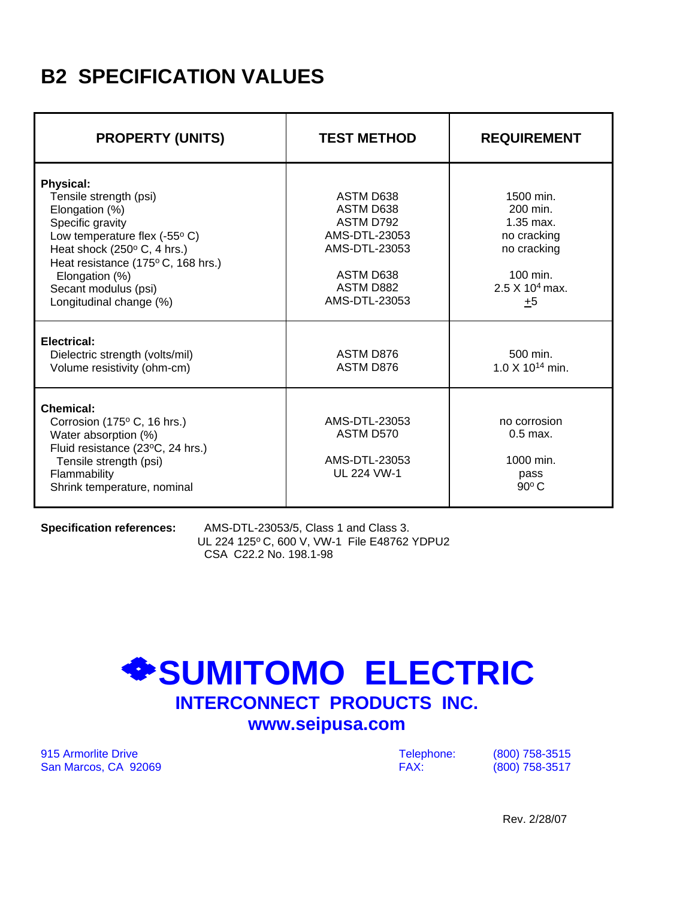# B2 SPECIFICATION VALUES

| PROPERTY (UNITS) | TEST METHOD | REQUIREMENT |
|---|---|---|
| **Physical:** | | |
| Tensile strength (psi) | ASTM D638 | 1500 min. |
| Elongation (%) | ASTM D638 | 200 min. |
| Specific gravity | ASTM D792 | 1.35 max. |
| Low temperature flex (-55° C) | AMS-DTL-23053 | no cracking |
| Heat shock (250° C, 4 hrs.) | AMS-DTL-23053 | no cracking |
| Heat resistance (175° C, 168 hrs.) | | |
| Elongation (%) | ASTM D638 | 100 min. |
| Secant modulus (psi) | ASTM D882 | $2.5 \times 10^4$ max. |
| Longitudinal change (%) | AMS-DTL-23053 | $\pm 5$ |
| **Electrical:** | | |
| Dielectric strength (volts/mil) | ASTM D876 | 500 min. |
| Volume resistivity (ohm-cm) | ASTM D876 | $1.0 \times 10^{14}$ min. |
| **Chemical:** | | |
| Corrosion (175° C, 16 hrs.) | AMS-DTL-23053 | no corrosion |
| Water absorption (%) | ASTM D570 | 0.5 max. |
| Fluid resistance (23°C, 24 hrs.) | | |
| Tensile strength (psi) | AMS-DTL-23053 | 1000 min. |
| Flammability | UL 224 VW-1 | pass |
| Shrink temperature, nominal | | 90° C |

**Specification references:** AMS-DTL-23053/5, Class 1 and Class 3.
UL 224 125° C, 600 V, VW-1 File E48762 YDPU2
CSA C22.2 No. 198.1-98

**SUMITOMO ELECTRIC**
**INTERCONNECT PRODUCTS INC.**
**www.seipusa.com**

915 Armorlite Drive
San Marcos, CA 92069

Telephone: (800) 758-3515
FAX: (800) 758-3517

Rev. 2/28/07